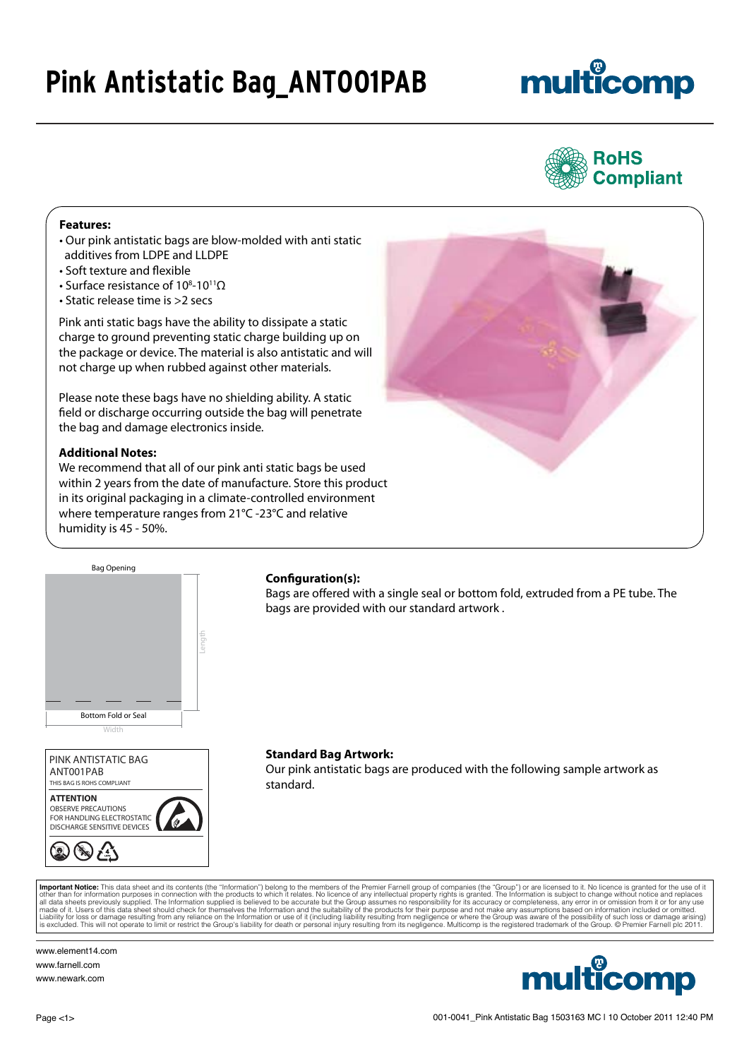# Pink Antistatic Bag_ANT001PAB

RoHS Compliant

**Features:**

- Our pink antistatic bags are blow-molded with anti static additives from LDPE and LLDPE
- Soft texture and flexible
- Surface resistance of $10^8$-$10^{11}\Omega$
- Static release time is >2 secs

Pink anti static bags have the ability to dissipate a static charge to ground preventing static charge building up on the package or device. The material is also antistatic and will not charge up when rubbed against other materials.

Please note these bags have no shielding ability. A static field or discharge occurring outside the bag will penetrate the bag and damage electronics inside.

**Additional Notes:**

We recommend that all of our pink anti static bags be used within 2 years from the date of manufacture. Store this product in its original packaging in a climate-controlled environment where temperature ranges from 21°C -23°C and relative humidity is 45 - 50%.

Bag Opening

Length

Bottom Fold or Seal

Width

**Configuration(s):**

Bags are offered with a single seal or bottom fold, extruded from a PE tube. The bags are provided with our standard artwork .

PINK ANTISTATIC BAG
ANT001PAB
THIS BAG IS ROHS COMPLIANT

**ATTENTION**
OBSERVE PRECAUTIONS
FOR HANDLING ELECTROSTATIC
DISCHARGE SENSITIVE DEVICES

**Standard Bag Artwork:**

Our pink antistatic bags are produced with the following sample artwork as standard.

**Important Notice:** This data sheet and its contents (the "Information") belong to the members of the Premier Farnell group of companies (the "Group") or are licensed to it. No licence is granted for the use of it other than for information purposes in connection with the products to which it relates. No licence of any intellectual property rights is granted. The Information is subject to change without notice and replaces all data sheets previously supplied. The Information supplied is believed to be accurate but the Group assumes no responsibility for its accuracy or completeness, any error in or omission from it or for any use made of it. Users of this data sheet should check for themselves the Information and the suitability of the products for their purpose and not make any assumptions based on information included or omitted. Liability for loss or damage resulting from any reliance on the Information or use of it (including liability resulting from negligence or where the Group was aware of the possibility of such loss or damage arising) is excluded. This will not operate to limit or restrict the Group's liability for death or personal injury resulting from its negligence. Multicomp is the registered trademark of the Group. © Premier Farnell plc 2011.

www.element14.com
www.farnell.com
www.newark.com

001-0041_Pink Antistatic Bag 1503163 MC I 10 October 2011 12:40 PM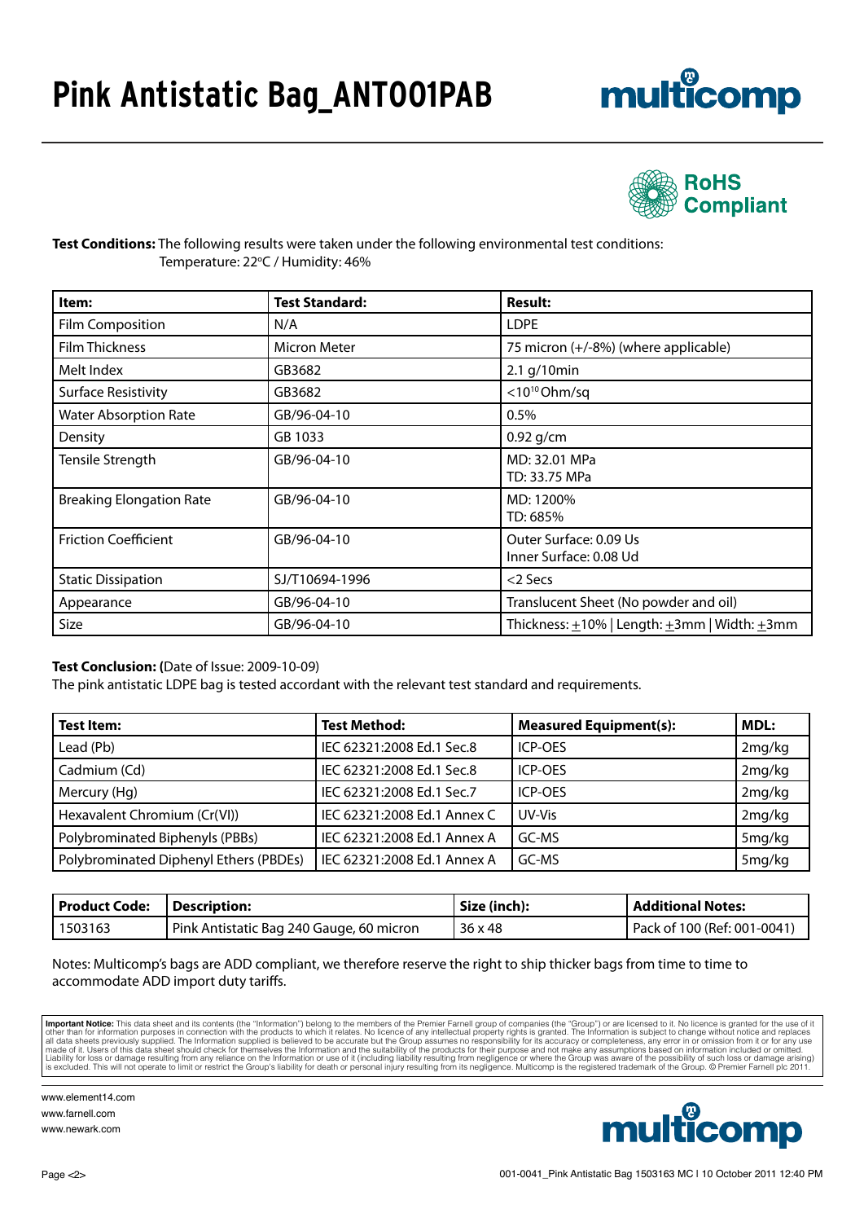// Note: the Surface Resistivity value ($<10^{10}$ Ohm/sq) is written in LaTeX. The "RoHS Compliant" logo text is also reproduced.

# Pink Antistatic Bag_ANT001PAB

RoHS Compliant

**Test Conditions:** The following results were taken under the following environmental test conditions:
Temperature: 22ºC / Humidity: 46%

| Item: | Test Standard: | Result: |
|---|---|---|
| Film Composition | N/A | LDPE |
| Film Thickness | Micron Meter | 75 micron (+/-8%) (where applicable) |
| Melt Index | GB3682 | 2.1 g/10min |
| Surface Resistivity | GB3682 | $<10^{10}$ Ohm/sq |
| Water Absorption Rate | GB/96-04-10 | 0.5% |
| Density | GB 1033 | 0.92 g/cm |
| Tensile Strength | GB/96-04-10 | MD: 32.01 MPa<br>TD: 33.75 MPa |
| Breaking Elongation Rate | GB/96-04-10 | MD: 1200%<br>TD: 685% |
| Friction Coefficient | GB/96-04-10 | Outer Surface: 0.09 Us<br>Inner Surface: 0.08 Ud |
| Static Dissipation | SJ/T10694-1996 | <2 Secs |
| Appearance | GB/96-04-10 | Translucent Sheet (No powder and oil) |
| Size | GB/96-04-10 | Thickness: ±10% \| Length: ±3mm \| Width: ±3mm |

**Test Conclusion: (**Date of Issue: 2009-10-09)
The pink antistatic LDPE bag is tested accordant with the relevant test standard and requirements.

| Test Item: | Test Method: | Measured Equipment(s): | MDL: |
|---|---|---|---|
| Lead (Pb) | IEC 62321:2008 Ed.1 Sec.8 | ICP-OES | 2mg/kg |
| Cadmium (Cd) | IEC 62321:2008 Ed.1 Sec.8 | ICP-OES | 2mg/kg |
| Mercury (Hg) | IEC 62321:2008 Ed.1 Sec.7 | ICP-OES | 2mg/kg |
| Hexavalent Chromium (Cr(VI)) | IEC 62321:2008 Ed.1 Annex C | UV-Vis | 2mg/kg |
| Polybrominated Biphenyls (PBBs) | IEC 62321:2008 Ed.1 Annex A | GC-MS | 5mg/kg |
| Polybrominated Diphenyl Ethers (PBDEs) | IEC 62321:2008 Ed.1 Annex A | GC-MS | 5mg/kg |

| Product Code: | Description: | Size (inch): | Additional Notes: |
|---|---|---|---|
| 1503163 | Pink Antistatic Bag 240 Gauge, 60 micron | 36 x 48 | Pack of 100 (Ref: 001-0041) |

Notes: Multicomp's bags are ADD compliant, we therefore reserve the right to ship thicker bags from time to time to accommodate ADD import duty tariffs.

**Important Notice:** This data sheet and its contents (the "Information") belong to the members of the Premier Farnell group of companies (the "Group") or are licensed to it. No licence is granted for the use of it other than for information purposes in connection with the products to which it relates. No licence of any intellectual property rights is granted. The Information is subject to change without notice and replaces all data sheets previously supplied. The Information supplied is believed to be accurate but the Group assumes no responsibility for its accuracy or completeness, any error in or omission from it or for any use made of it. Users of this data sheet should check for themselves the Information and the suitability of the products for their purpose and not make any assumptions based on information included or omitted. Liability for loss or damage resulting from any reliance on the Information or use of it (including liability resulting from negligence or where the Group was aware of the possibility of such loss or damage arising) is excluded. This will not operate to limit or restrict the Group's liability for death or personal injury resulting from its negligence. Multicomp is the registered trademark of the Group. © Premier Farnell plc 2011.

www.element14.com
www.farnell.com
www.newark.com